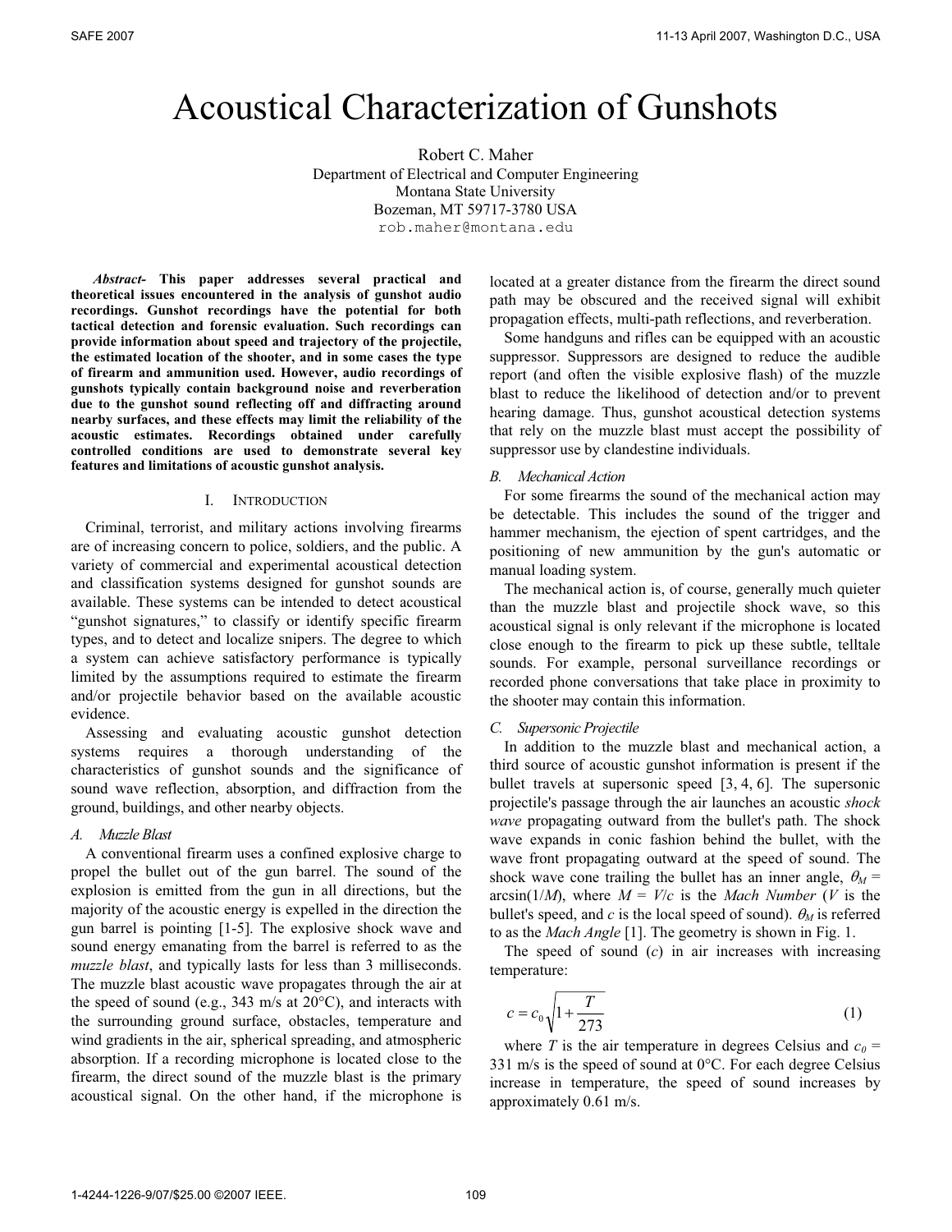# Acoustical Characterization of Gunshots

Robert C. Maher
Department of Electrical and Computer Engineering
Montana State University
Bozeman, MT 59717-3780 USA
rob.maher@montana.edu

***Abstract*- This paper addresses several practical and theoretical issues encountered in the analysis of gunshot audio recordings. Gunshot recordings have the potential for both tactical detection and forensic evaluation. Such recordings can provide information about speed and trajectory of the projectile, the estimated location of the shooter, and in some cases the type of firearm and ammunition used. However, audio recordings of gunshots typically contain background noise and reverberation due to the gunshot sound reflecting off and diffracting around nearby surfaces, and these effects may limit the reliability of the acoustic estimates. Recordings obtained under carefully controlled conditions are used to demonstrate several key features and limitations of acoustic gunshot analysis.**

## I. Introduction

Criminal, terrorist, and military actions involving firearms are of increasing concern to police, soldiers, and the public. A variety of commercial and experimental acoustical detection and classification systems designed for gunshot sounds are available. These systems can be intended to detect acoustical "gunshot signatures," to classify or identify specific firearm types, and to detect and localize snipers. The degree to which a system can achieve satisfactory performance is typically limited by the assumptions required to estimate the firearm and/or projectile behavior based on the available acoustic evidence.

Assessing and evaluating acoustic gunshot detection systems requires a thorough understanding of the characteristics of gunshot sounds and the significance of sound wave reflection, absorption, and diffraction from the ground, buildings, and other nearby objects.

### A. Muzzle Blast

A conventional firearm uses a confined explosive charge to propel the bullet out of the gun barrel. The sound of the explosion is emitted from the gun in all directions, but the majority of the acoustic energy is expelled in the direction the gun barrel is pointing [1-5]. The explosive shock wave and sound energy emanating from the barrel is referred to as the *muzzle blast*, and typically lasts for less than 3 milliseconds. The muzzle blast acoustic wave propagates through the air at the speed of sound (e.g., 343 m/s at 20°C), and interacts with the surrounding ground surface, obstacles, temperature and wind gradients in the air, spherical spreading, and atmospheric absorption. If a recording microphone is located close to the firearm, the direct sound of the muzzle blast is the primary acoustical signal. On the other hand, if the microphone is located at a greater distance from the firearm the direct sound path may be obscured and the received signal will exhibit propagation effects, multi-path reflections, and reverberation.

Some handguns and rifles can be equipped with an acoustic suppressor. Suppressors are designed to reduce the audible report (and often the visible explosive flash) of the muzzle blast to reduce the likelihood of detection and/or to prevent hearing damage. Thus, gunshot acoustical detection systems that rely on the muzzle blast must accept the possibility of suppressor use by clandestine individuals.

### B. Mechanical Action

For some firearms the sound of the mechanical action may be detectable. This includes the sound of the trigger and hammer mechanism, the ejection of spent cartridges, and the positioning of new ammunition by the gun's automatic or manual loading system.

The mechanical action is, of course, generally much quieter than the muzzle blast and projectile shock wave, so this acoustical signal is only relevant if the microphone is located close enough to the firearm to pick up these subtle, telltale sounds. For example, personal surveillance recordings or recorded phone conversations that take place in proximity to the shooter may contain this information.

### C. Supersonic Projectile

In addition to the muzzle blast and mechanical action, a third source of acoustic gunshot information is present if the bullet travels at supersonic speed [3, 4, 6]. The supersonic projectile's passage through the air launches an acoustic *shock wave* propagating outward from the bullet's path. The shock wave expands in conic fashion behind the bullet, with the wave front propagating outward at the speed of sound. The shock wave cone trailing the bullet has an inner angle, $\theta_M = \arcsin(1/M)$, where $M = V/c$ is the *Mach Number* ($V$ is the bullet's speed, and $c$ is the local speed of sound). $\theta_M$ is referred to as the *Mach Angle* [1]. The geometry is shown in Fig. 1.

The speed of sound ($c$) in air increases with increasing temperature:

$$c = c_0 \sqrt{1 + \frac{T}{273}} \qquad (1)$$

where $T$ is the air temperature in degrees Celsius and $c_0$ = 331 m/s is the speed of sound at 0°C. For each degree Celsius increase in temperature, the speed of sound increases by approximately 0.61 m/s.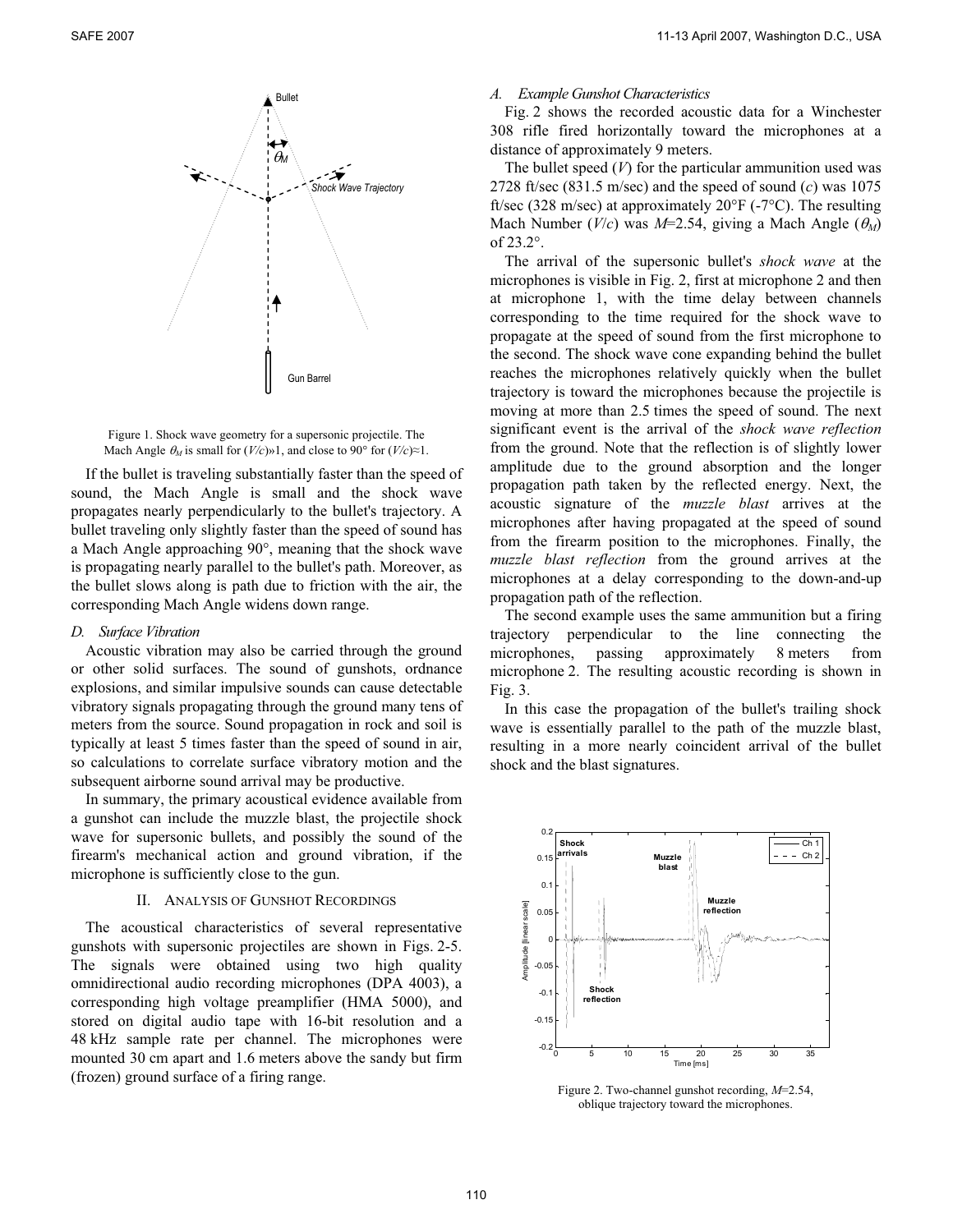Figure 1. Shock wave geometry for a supersonic projectile. The Mach Angle $\theta_M$ is small for $(V/c) \gg 1$, and close to 90° for $(V/c) \approx 1$.

If the bullet is traveling substantially faster than the speed of sound, the Mach Angle is small and the shock wave propagates nearly perpendicularly to the bullet's trajectory. A bullet traveling only slightly faster than the speed of sound has a Mach Angle approaching 90°, meaning that the shock wave is propagating nearly parallel to the bullet's path. Moreover, as the bullet slows along is path due to friction with the air, the corresponding Mach Angle widens down range.

### D. Surface Vibration

Acoustic vibration may also be carried through the ground or other solid surfaces. The sound of gunshots, ordnance explosions, and similar impulsive sounds can cause detectable vibratory signals propagating through the ground many tens of meters from the source. Sound propagation in rock and soil is typically at least 5 times faster than the speed of sound in air, so calculations to correlate surface vibratory motion and the subsequent airborne sound arrival may be productive.

In summary, the primary acoustical evidence available from a gunshot can include the muzzle blast, the projectile shock wave for supersonic bullets, and possibly the sound of the firearm's mechanical action and ground vibration, if the microphone is sufficiently close to the gun.

## II. Analysis of Gunshot Recordings

The acoustical characteristics of several representative gunshots with supersonic projectiles are shown in Figs. 2-5. The signals were obtained using two high quality omnidirectional audio recording microphones (DPA 4003), a corresponding high voltage preamplifier (HMA 5000), and stored on digital audio tape with 16-bit resolution and a 48 kHz sample rate per channel. The microphones were mounted 30 cm apart and 1.6 meters above the sandy but firm (frozen) ground surface of a firing range.

### A. Example Gunshot Characteristics

Fig. 2 shows the recorded acoustic data for a Winchester 308 rifle fired horizontally toward the microphones at a distance of approximately 9 meters.

The bullet speed ($V$) for the particular ammunition used was 2728 ft/sec (831.5 m/sec) and the speed of sound ($c$) was 1075 ft/sec (328 m/sec) at approximately 20°F (-7°C). The resulting Mach Number ($V/c$) was $M$=2.54, giving a Mach Angle ($\theta_M$) of 23.2°.

The arrival of the supersonic bullet's *shock wave* at the microphones is visible in Fig. 2, first at microphone 2 and then at microphone 1, with the time delay between channels corresponding to the time required for the shock wave to propagate at the speed of sound from the first microphone to the second. The shock wave cone expanding behind the bullet reaches the microphones relatively quickly when the bullet trajectory is toward the microphones because the projectile is moving at more than 2.5 times the speed of sound. The next significant event is the arrival of the *shock wave reflection* from the ground. Note that the reflection is of slightly lower amplitude due to the ground absorption and the longer propagation path taken by the reflected energy. Next, the acoustic signature of the *muzzle blast* arrives at the microphones after having propagated at the speed of sound from the firearm position to the microphones. Finally, the *muzzle blast reflection* from the ground arrives at the microphones at a delay corresponding to the down-and-up propagation path of the reflection.

The second example uses the same ammunition but a firing trajectory perpendicular to the line connecting the microphones, passing approximately 8 meters from microphone 2. The resulting acoustic recording is shown in Fig. 3.

In this case the propagation of the bullet's trailing shock wave is essentially parallel to the path of the muzzle blast, resulting in a more nearly coincident arrival of the bullet shock and the blast signatures.

Figure 2. Two-channel gunshot recording, $M$=2.54, oblique trajectory toward the microphones.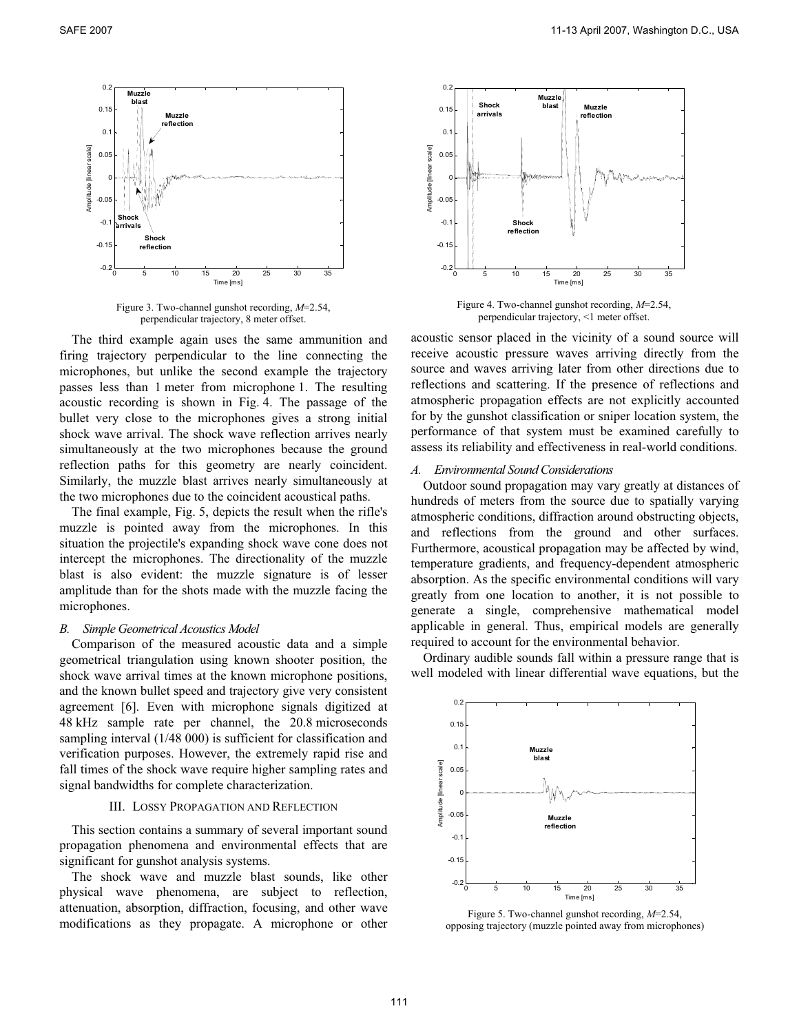Figure 3. Two-channel gunshot recording, $M$=2.54, perpendicular trajectory, 8 meter offset.

Figure 4. Two-channel gunshot recording, $M$=2.54, perpendicular trajectory, <1 meter offset.

The third example again uses the same ammunition and firing trajectory perpendicular to the line connecting the microphones, but unlike the second example the trajectory passes less than 1 meter from microphone 1. The resulting acoustic recording is shown in Fig. 4. The passage of the bullet very close to the microphones gives a strong initial shock wave arrival. The shock wave reflection arrives nearly simultaneously at the two microphones because the ground reflection paths for this geometry are nearly coincident. Similarly, the muzzle blast arrives nearly simultaneously at the two microphones due to the coincident acoustical paths.

The final example, Fig. 5, depicts the result when the rifle's muzzle is pointed away from the microphones. In this situation the projectile's expanding shock wave cone does not intercept the microphones. The directionality of the muzzle blast is also evident: the muzzle signature is of lesser amplitude than for the shots made with the muzzle facing the microphones.

### B. *Simple Geometrical Acoustics Model*

Comparison of the measured acoustic data and a simple geometrical triangulation using known shooter position, the shock wave arrival times at the known microphone positions, and the known bullet speed and trajectory give very consistent agreement [6]. Even with microphone signals digitized at 48 kHz sample rate per channel, the 20.8 microseconds sampling interval (1/48 000) is sufficient for classification and verification purposes. However, the extremely rapid rise and fall times of the shock wave require higher sampling rates and signal bandwidths for complete characterization.

## III. Lossy Propagation and Reflection

This section contains a summary of several important sound propagation phenomena and environmental effects that are significant for gunshot analysis systems.

The shock wave and muzzle blast sounds, like other physical wave phenomena, are subject to reflection, attenuation, absorption, diffraction, focusing, and other wave modifications as they propagate. A microphone or other acoustic sensor placed in the vicinity of a sound source will receive acoustic pressure waves arriving directly from the source and waves arriving later from other directions due to reflections and scattering. If the presence of reflections and atmospheric propagation effects are not explicitly accounted for by the gunshot classification or sniper location system, the performance of that system must be examined carefully to assess its reliability and effectiveness in real-world conditions.

### A. *Environmental Sound Considerations*

Outdoor sound propagation may vary greatly at distances of hundreds of meters from the source due to spatially varying atmospheric conditions, diffraction around obstructing objects, and reflections from the ground and other surfaces. Furthermore, acoustical propagation may be affected by wind, temperature gradients, and frequency-dependent atmospheric absorption. As the specific environmental conditions will vary greatly from one location to another, it is not possible to generate a single, comprehensive mathematical model applicable in general. Thus, empirical models are generally required to account for the environmental behavior.

Ordinary audible sounds fall within a pressure range that is well modeled with linear differential wave equations, but the

Figure 5. Two-channel gunshot recording, $M$=2.54, opposing trajectory (muzzle pointed away from microphones)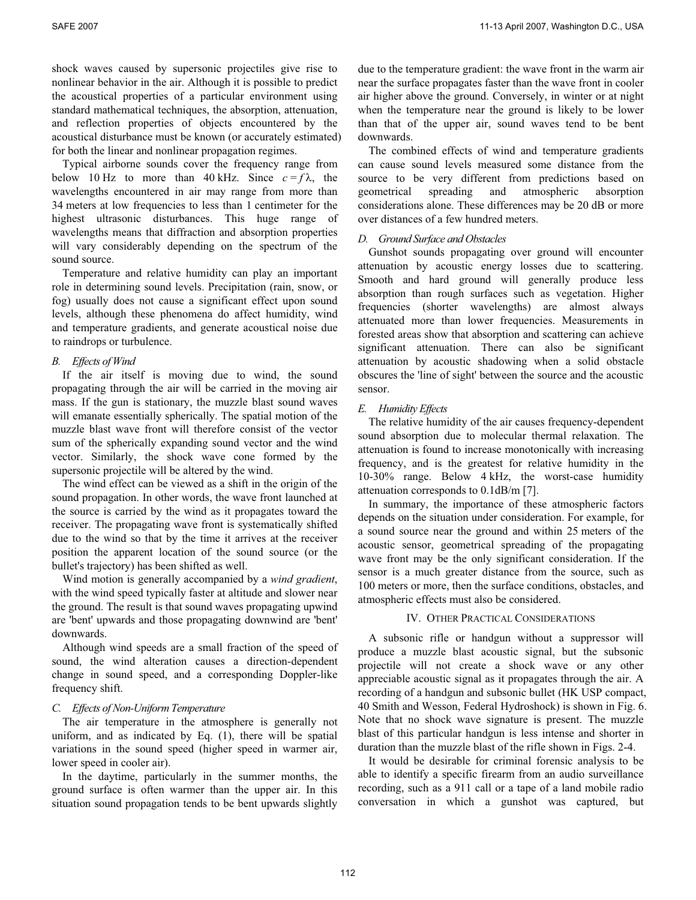shock waves caused by supersonic projectiles give rise to nonlinear behavior in the air. Although it is possible to predict the acoustical properties of a particular environment using standard mathematical techniques, the absorption, attenuation, and reflection properties of objects encountered by the acoustical disturbance must be known (or accurately estimated) for both the linear and nonlinear propagation regimes.

Typical airborne sounds cover the frequency range from below 10 Hz to more than 40 kHz. Since $c = f\lambda$, the wavelengths encountered in air may range from more than 34 meters at low frequencies to less than 1 centimeter for the highest ultrasonic disturbances. This huge range of wavelengths means that diffraction and absorption properties will vary considerably depending on the spectrum of the sound source.

Temperature and relative humidity can play an important role in determining sound levels. Precipitation (rain, snow, or fog) usually does not cause a significant effect upon sound levels, although these phenomena do affect humidity, wind and temperature gradients, and generate acoustical noise due to raindrops or turbulence.

### *B. Effects of Wind*

If the air itself is moving due to wind, the sound propagating through the air will be carried in the moving air mass. If the gun is stationary, the muzzle blast sound waves will emanate essentially spherically. The spatial motion of the muzzle blast wave front will therefore consist of the vector sum of the spherically expanding sound vector and the wind vector. Similarly, the shock wave cone formed by the supersonic projectile will be altered by the wind.

The wind effect can be viewed as a shift in the origin of the sound propagation. In other words, the wave front launched at the source is carried by the wind as it propagates toward the receiver. The propagating wave front is systematically shifted due to the wind so that by the time it arrives at the receiver position the apparent location of the sound source (or the bullet's trajectory) has been shifted as well.

Wind motion is generally accompanied by a *wind gradient*, with the wind speed typically faster at altitude and slower near the ground. The result is that sound waves propagating upwind are 'bent' upwards and those propagating downwind are 'bent' downwards.

Although wind speeds are a small fraction of the speed of sound, the wind alteration causes a direction-dependent change in sound speed, and a corresponding Doppler-like frequency shift.

### *C. Effects of Non-Uniform Temperature*

The air temperature in the atmosphere is generally not uniform, and as indicated by Eq. (1), there will be spatial variations in the sound speed (higher speed in warmer air, lower speed in cooler air).

In the daytime, particularly in the summer months, the ground surface is often warmer than the upper air. In this situation sound propagation tends to be bent upwards slightly due to the temperature gradient: the wave front in the warm air near the surface propagates faster than the wave front in cooler air higher above the ground. Conversely, in winter or at night when the temperature near the ground is likely to be lower than that of the upper air, sound waves tend to be bent downwards.

The combined effects of wind and temperature gradients can cause sound levels measured some distance from the source to be very different from predictions based on geometrical spreading and atmospheric absorption considerations alone. These differences may be 20 dB or more over distances of a few hundred meters.

### *D. Ground Surface and Obstacles*

Gunshot sounds propagating over ground will encounter attenuation by acoustic energy losses due to scattering. Smooth and hard ground will generally produce less absorption than rough surfaces such as vegetation. Higher frequencies (shorter wavelengths) are almost always attenuated more than lower frequencies. Measurements in forested areas show that absorption and scattering can achieve significant attenuation. There can also be significant attenuation by acoustic shadowing when a solid obstacle obscures the 'line of sight' between the source and the acoustic sensor.

### *E. Humidity Effects*

The relative humidity of the air causes frequency-dependent sound absorption due to molecular thermal relaxation. The attenuation is found to increase monotonically with increasing frequency, and is the greatest for relative humidity in the 10-30% range. Below 4 kHz, the worst-case humidity attenuation corresponds to 0.1dB/m [7].

In summary, the importance of these atmospheric factors depends on the situation under consideration. For example, for a sound source near the ground and within 25 meters of the acoustic sensor, geometrical spreading of the propagating wave front may be the only significant consideration. If the sensor is a much greater distance from the source, such as 100 meters or more, then the surface conditions, obstacles, and atmospheric effects must also be considered.

## IV. Other Practical Considerations

A subsonic rifle or handgun without a suppressor will produce a muzzle blast acoustic signal, but the subsonic projectile will not create a shock wave or any other appreciable acoustic signal as it propagates through the air. A recording of a handgun and subsonic bullet (HK USP compact, 40 Smith and Wesson, Federal Hydroshock) is shown in Fig. 6. Note that no shock wave signature is present. The muzzle blast of this particular handgun is less intense and shorter in duration than the muzzle blast of the rifle shown in Figs. 2-4.

It would be desirable for criminal forensic analysis to be able to identify a specific firearm from an audio surveillance recording, such as a 911 call or a tape of a land mobile radio conversation in which a gunshot was captured, but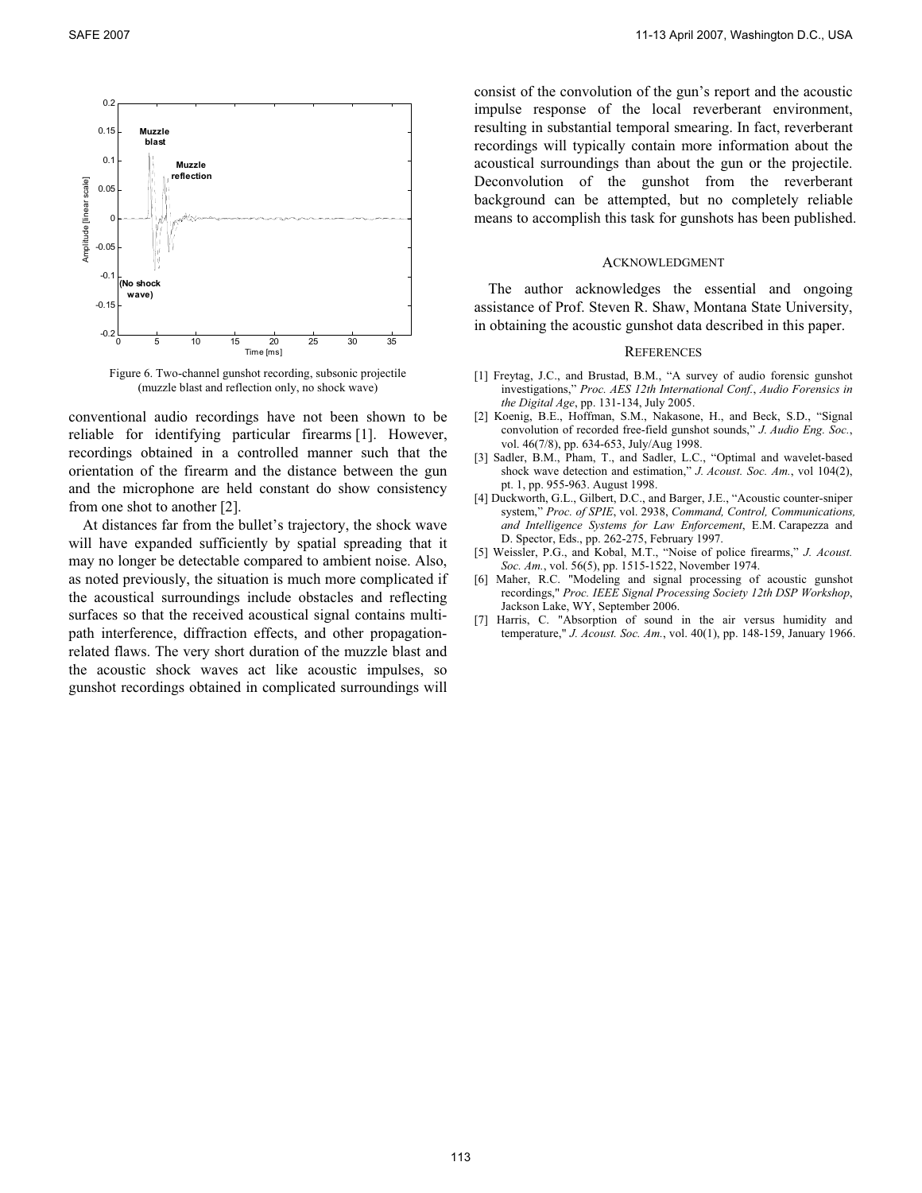0.2

0.15

0.1

0.05

0

-0.05

-0.1

-0.15

-0.2

Muzzle blast

Muzzle reflection

(No shock wave)

Amplitude [linear scale]

0 5 10 15 20 25 30 35

Time [ms]

Figure 6. Two-channel gunshot recording, subsonic projectile (muzzle blast and reflection only, no shock wave)

conventional audio recordings have not been shown to be reliable for identifying particular firearms [1]. However, recordings obtained in a controlled manner such that the orientation of the firearm and the distance between the gun and the microphone are held constant do show consistency from one shot to another [2].

At distances far from the bullet's trajectory, the shock wave will have expanded sufficiently by spatial spreading that it may no longer be detectable compared to ambient noise. Also, as noted previously, the situation is much more complicated if the acoustical surroundings include obstacles and reflecting surfaces so that the received acoustical signal contains multi-path interference, diffraction effects, and other propagation-related flaws. The very short duration of the muzzle blast and the acoustic shock waves act like acoustic impulses, so gunshot recordings obtained in complicated surroundings will consist of the convolution of the gun's report and the acoustic impulse response of the local reverberant environment, resulting in substantial temporal smearing. In fact, reverberant recordings will typically contain more information about the acoustical surroundings than about the gun or the projectile. Deconvolution of the gunshot from the reverberant background can be attempted, but no completely reliable means to accomplish this task for gunshots has been published.

## ACKNOWLEDGMENT

The author acknowledges the essential and ongoing assistance of Prof. Steven R. Shaw, Montana State University, in obtaining the acoustic gunshot data described in this paper.

## REFERENCES

[1] Freytag, J.C., and Brustad, B.M., "A survey of audio forensic gunshot investigations," *Proc. AES 12th International Conf.*, *Audio Forensics in the Digital Age*, pp. 131-134, July 2005.

[2] Koenig, B.E., Hoffman, S.M., Nakasone, H., and Beck, S.D., "Signal convolution of recorded free-field gunshot sounds," *J. Audio Eng. Soc.*, vol. 46(7/8), pp. 634-653, July/Aug 1998.

[3] Sadler, B.M., Pham, T., and Sadler, L.C., "Optimal and wavelet-based shock wave detection and estimation," *J. Acoust. Soc. Am.*, vol 104(2), pt. 1, pp. 955-963. August 1998.

[4] Duckworth, G.L., Gilbert, D.C., and Barger, J.E., "Acoustic counter-sniper system," *Proc. of SPIE*, vol. 2938, *Command, Control, Communications, and Intelligence Systems for Law Enforcement*, E.M. Carapezza and D. Spector, Eds., pp. 262-275, February 1997.

[5] Weissler, P.G., and Kobal, M.T., "Noise of police firearms," *J. Acoust. Soc. Am.*, vol. 56(5), pp. 1515-1522, November 1974.

[6] Maher, R.C. "Modeling and signal processing of acoustic gunshot recordings," *Proc. IEEE Signal Processing Society 12th DSP Workshop*, Jackson Lake, WY, September 2006.

[7] Harris, C. "Absorption of sound in the air versus humidity and temperature," *J. Acoust. Soc. Am.*, vol. 40(1), pp. 148-159, January 1966.